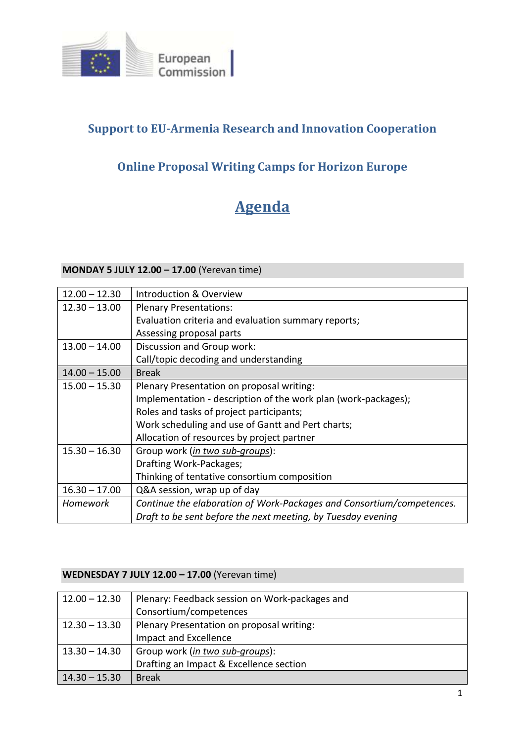## Support to EU-Armenia Research and Innovation Cooperation

## Online Proposal Writing Camps for Horizon Europe

# Agenda

**MONDAY 5 JULY 12.00 – 17.00** (Yerevan time)

| | |
|---|---|
| 12.00 – 12.30 | Introduction & Overview |
| 12.30 – 13.00 | Plenary Presentations:<br>Evaluation criteria and evaluation summary reports;<br>Assessing proposal parts |
| 13.00 – 14.00 | Discussion and Group work:<br>Call/topic decoding and understanding |
| 14.00 – 15.00 | Break |
| 15.00 – 15.30 | Plenary Presentation on proposal writing:<br>Implementation - description of the work plan (work-packages);<br>Roles and tasks of project participants;<br>Work scheduling and use of Gantt and Pert charts;<br>Allocation of resources by project partner |
| 15.30 – 16.30 | Group work (*in two sub-groups*):<br>Drafting Work-Packages;<br>Thinking of tentative consortium composition |
| 16.30 – 17.00 | Q&A session, wrap up of day |
| *Homework* | *Continue the elaboration of Work-Packages and Consortium/competences.*<br>*Draft to be sent before the next meeting, by Tuesday evening* |

**WEDNESDAY 7 JULY 12.00 – 17.00** (Yerevan time)

| | |
|---|---|
| 12.00 – 12.30 | Plenary: Feedback session on Work-packages and Consortium/competences |
| 12.30 – 13.30 | Plenary Presentation on proposal writing:<br>Impact and Excellence |
| 13.30 – 14.30 | Group work (*in two sub-groups*):<br>Drafting an Impact & Excellence section |
| 14.30 – 15.30 | Break |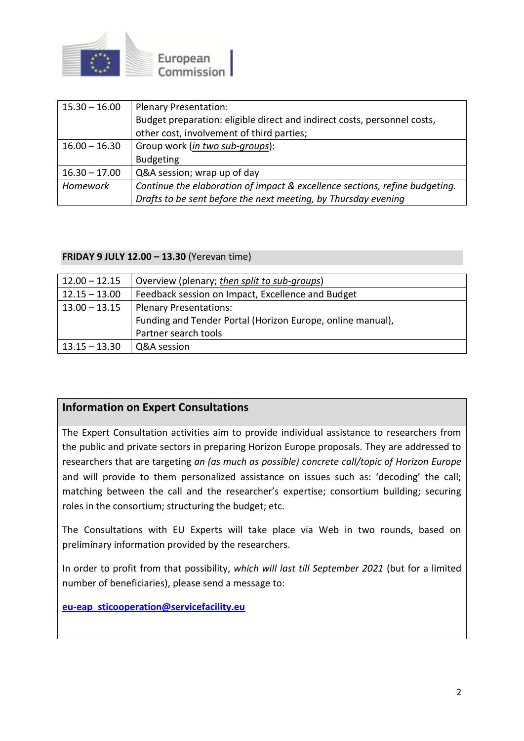| | |
|---|---|
| 15.30 – 16.00 | Plenary Presentation:<br>Budget preparation: eligible direct and indirect costs, personnel costs, other cost, involvement of third parties; |
| 16.00 – 16.30 | Group work (*in two sub-groups*):<br>Budgeting |
| 16.30 – 17.00 | Q&A session; wrap up of day |
| *Homework* | *Continue the elaboration of impact & excellence sections, refine budgeting. Drafts to be sent before the next meeting, by Thursday evening* |

**FRIDAY 9 JULY 12.00 – 13.30** (Yerevan time)

| | |
|---|---|
| 12.00 – 12.15 | Overview (plenary; *then split to sub-groups*) |
| 12.15 – 13.00 | Feedback session on Impact, Excellence and Budget |
| 13.00 – 13.15 | Plenary Presentations:<br>Funding and Tender Portal (Horizon Europe, online manual),<br>Partner search tools |
| 13.15 – 13.30 | Q&A session |

## Information on Expert Consultations

The Expert Consultation activities aim to provide individual assistance to researchers from the public and private sectors in preparing Horizon Europe proposals. They are addressed to researchers that are targeting *an (as much as possible) concrete call/topic of Horizon Europe* and will provide to them personalized assistance on issues such as: 'decoding' the call; matching between the call and the researcher's expertise; consortium building; securing roles in the consortium; structuring the budget; etc.

The Consultations with EU Experts will take place via Web in two rounds, based on preliminary information provided by the researchers.

In order to profit from that possibility, *which will last till September 2021* (but for a limited number of beneficiaries), please send a message to:

**eu-eap_sticooperation@servicefacility.eu**